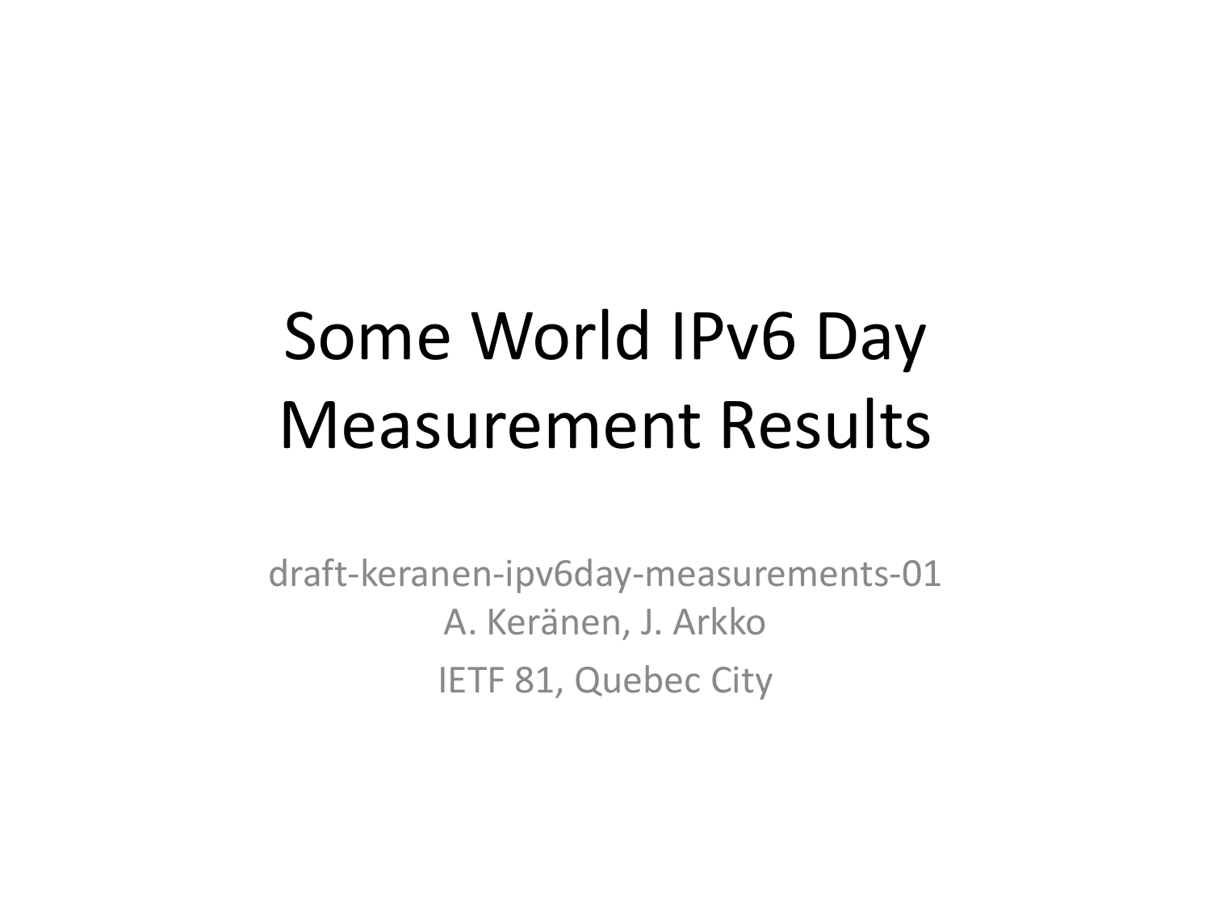# Some World IPv6 Day Measurement Results

draft-keranen-ipv6day-measurements-01

A. Keränen, J. Arkko

IETF 81, Quebec City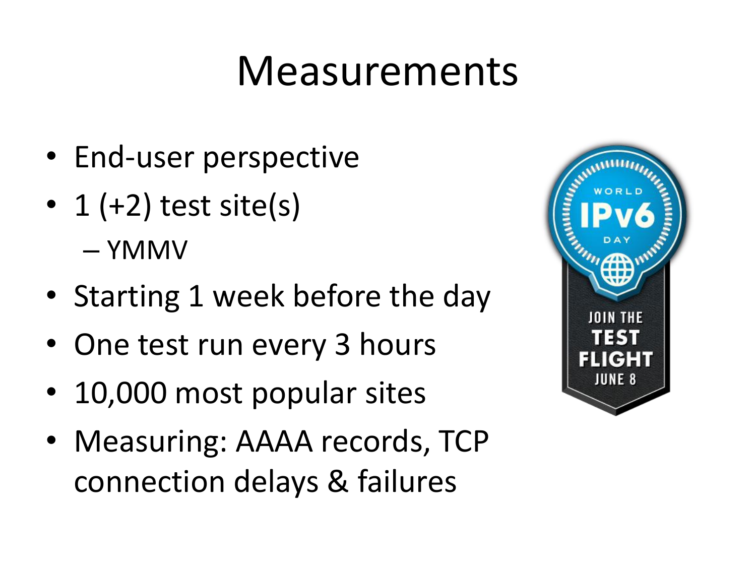# Measurements

- End-user perspective
- 1 (+2) test site(s)
  - YMMV
- Starting 1 week before the day
- One test run every 3 hours
- 10,000 most popular sites
- Measuring: AAAA records, TCP connection delays & failures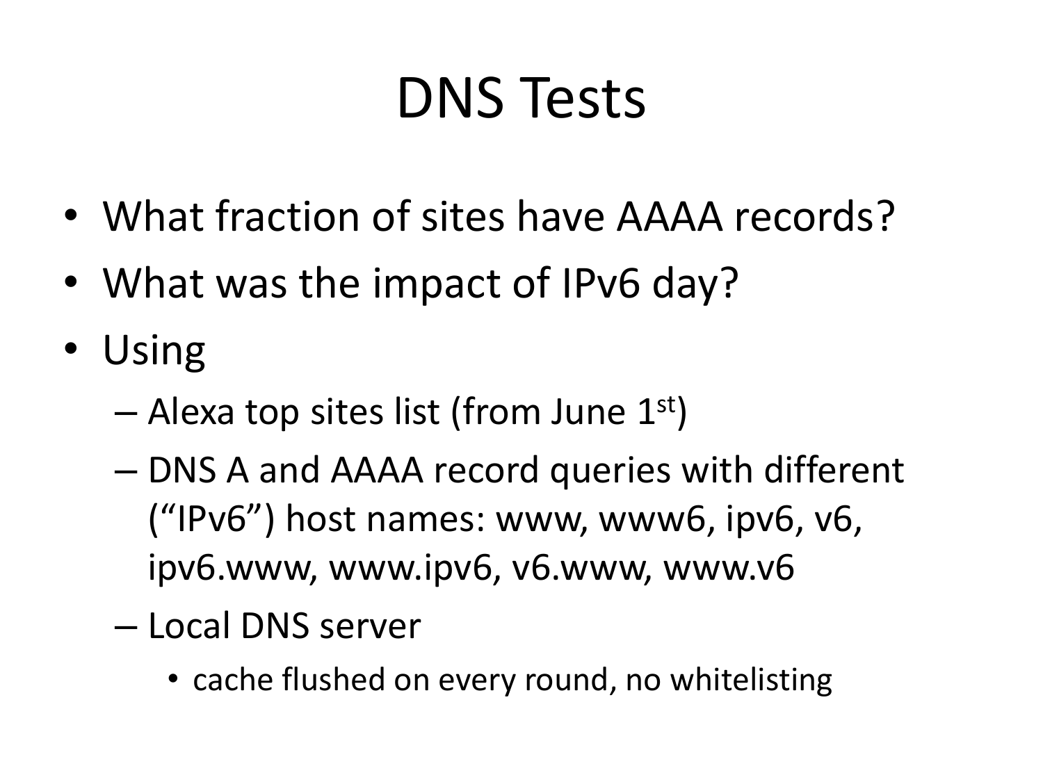# DNS Tests

- What fraction of sites have AAAA records?
- What was the impact of IPv6 day?
- Using
  - Alexa top sites list (from June 1st)
  - DNS A and AAAA record queries with different ("IPv6") host names: www, www6, ipv6, v6, ipv6.www, www.ipv6, v6.www, www.v6
  - Local DNS server
    - cache flushed on every round, no whitelisting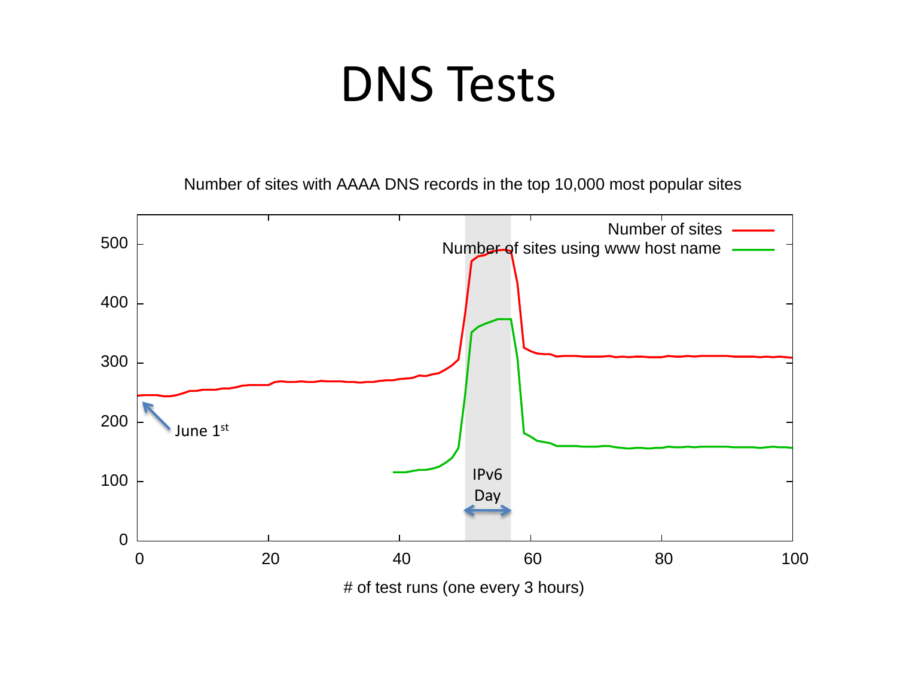# DNS Tests

Number of sites with AAAA DNS records in the top 10,000 most popular sites

Number of sites

Number of sites using www host name

June 1st

IPv6 Day

# of test runs (one every 3 hours)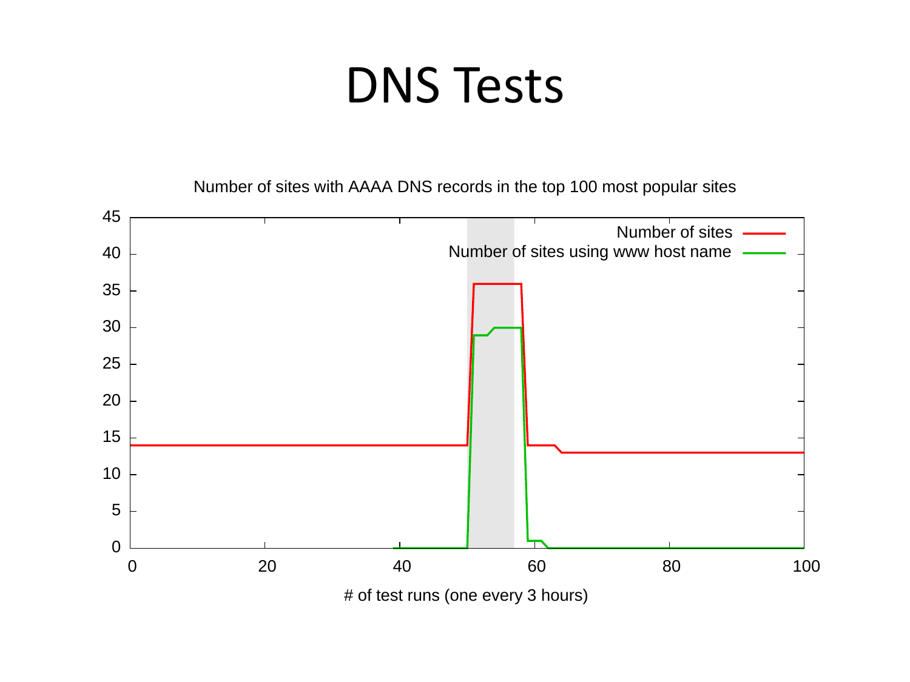# DNS Tests

Number of sites with AAAA DNS records in the top 100 most popular sites

Number of sites

Number of sites using www host name

# of test runs (one every 3 hours)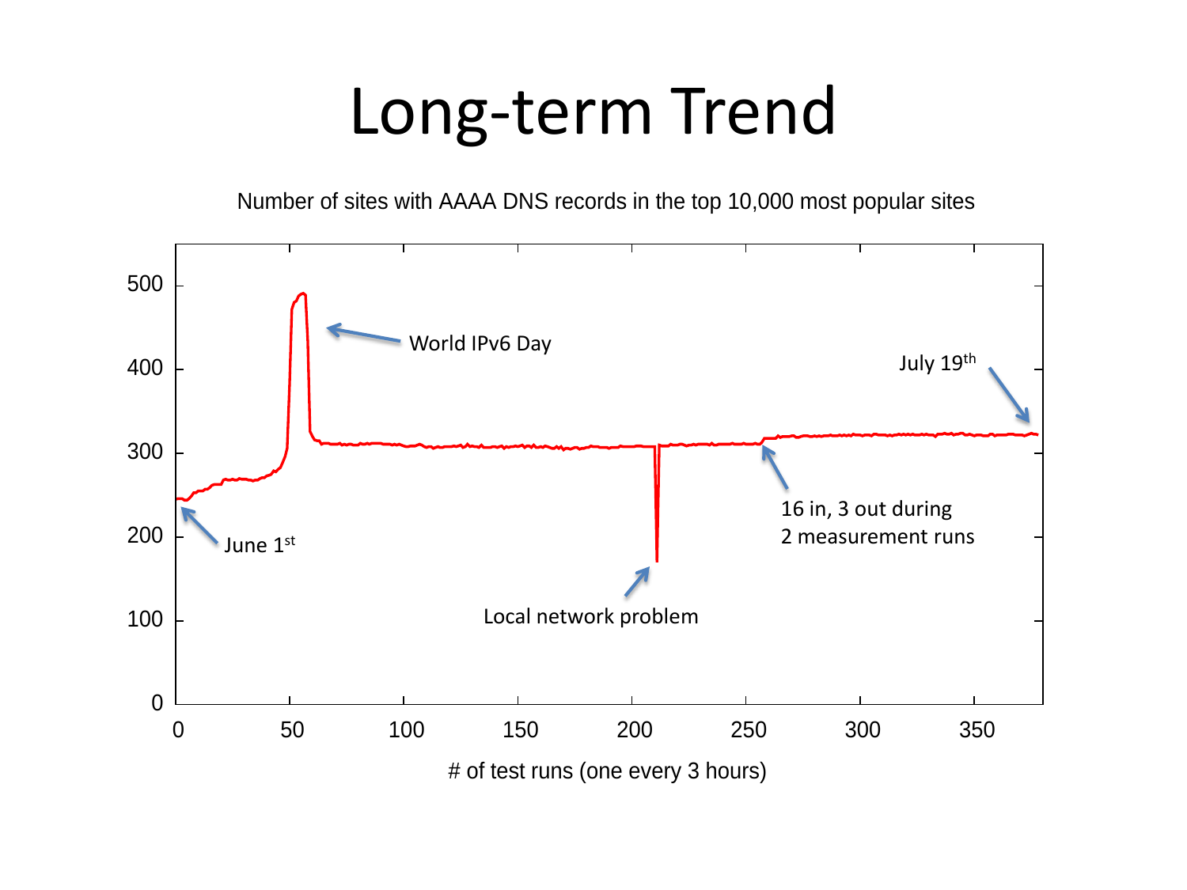# Long-term Trend

Number of sites with AAAA DNS records in the top 10,000 most popular sites

- June 1st
- World IPv6 Day
- Local network problem
- 16 in, 3 out during 2 measurement runs
- July 19th

Y-axis: 0, 100, 200, 300, 400, 500

X-axis: # of test runs (one every 3 hours) — 0, 50, 100, 150, 200, 250, 300, 350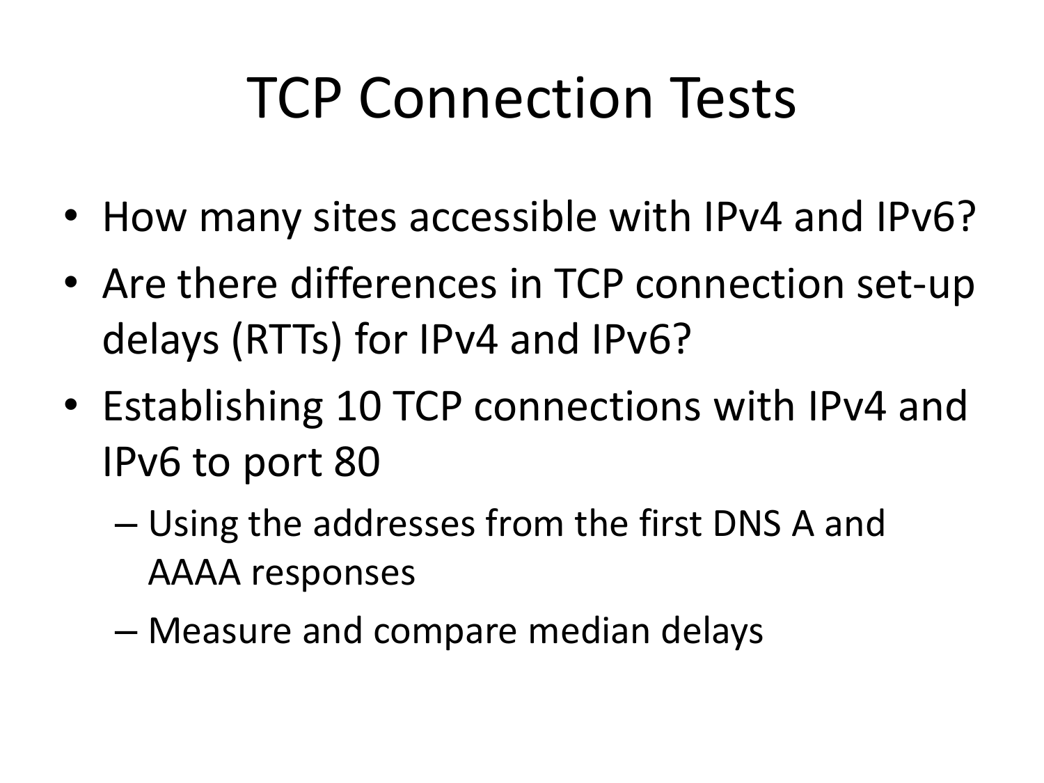# TCP Connection Tests

- How many sites accessible with IPv4 and IPv6?
- Are there differences in TCP connection set-up delays (RTTs) for IPv4 and IPv6?
- Establishing 10 TCP connections with IPv4 and IPv6 to port 80
  - Using the addresses from the first DNS A and AAAA responses
  - Measure and compare median delays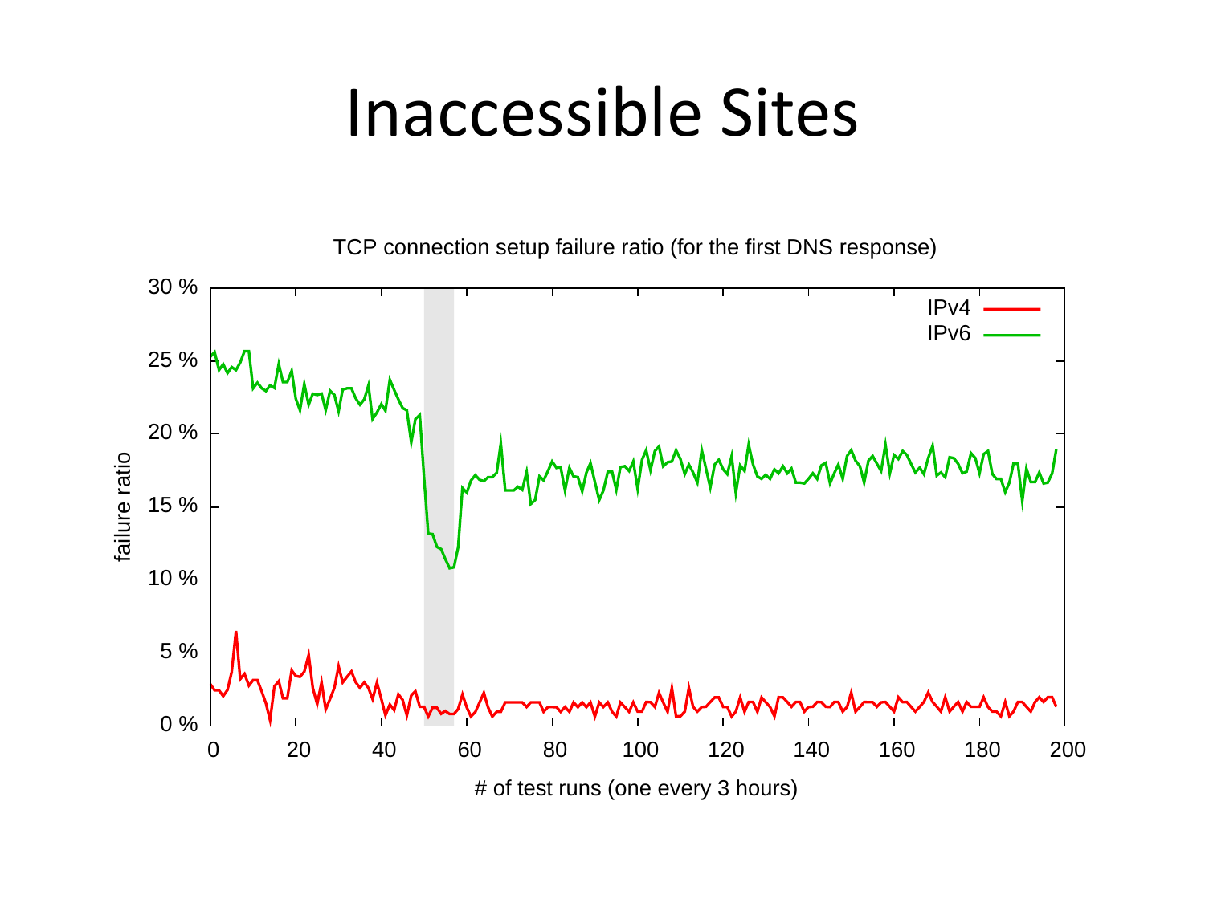# Inaccessible Sites

TCP connection setup failure ratio (for the first DNS response)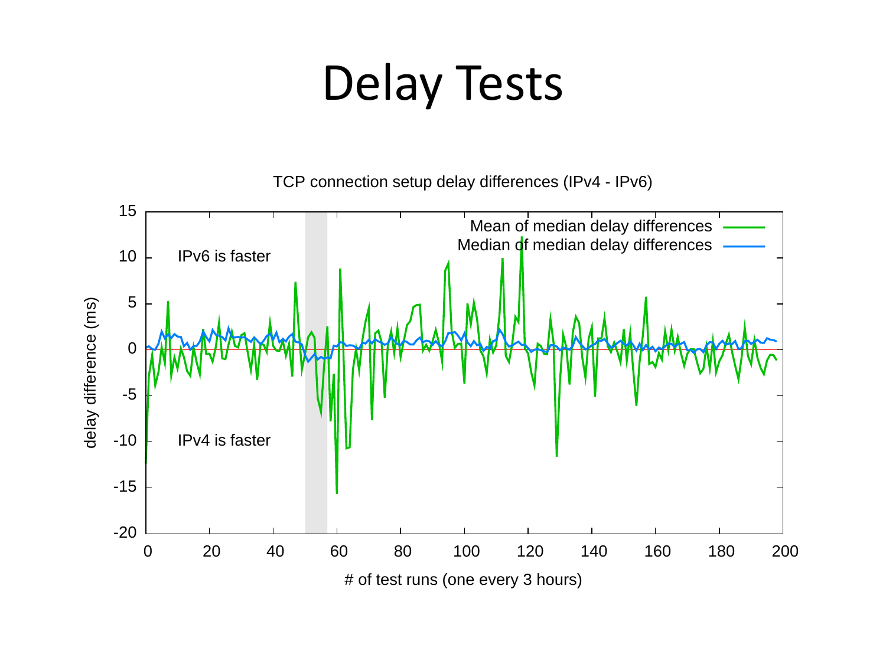# Delay Tests

TCP connection setup delay differences (IPv4 - IPv6)

- Mean of median delay differences
- Median of median delay differences

IPv6 is faster

IPv4 is faster

delay difference (ms)

# of test runs (one every 3 hours)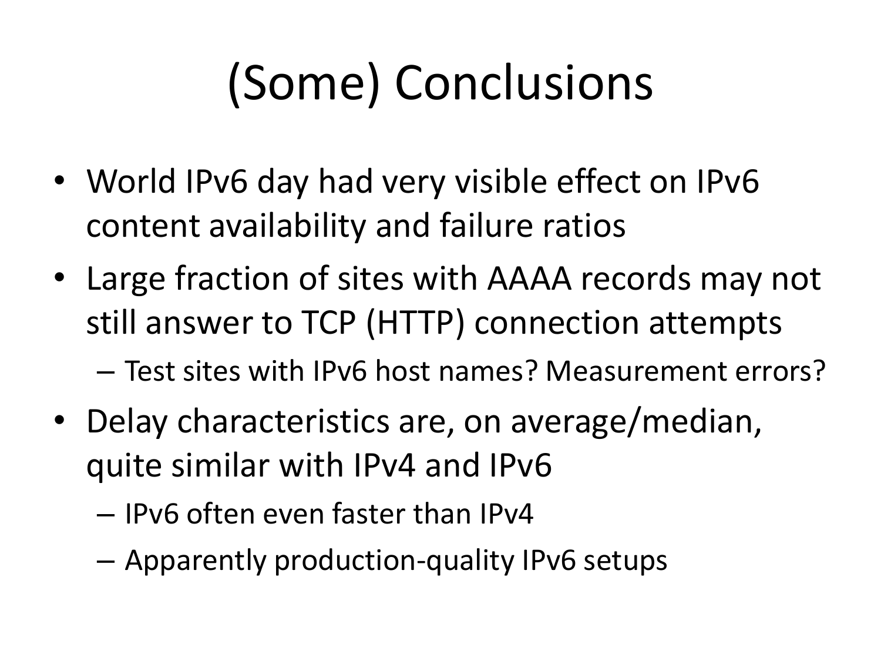# (Some) Conclusions

- World IPv6 day had very visible effect on IPv6 content availability and failure ratios
- Large fraction of sites with AAAA records may not still answer to TCP (HTTP) connection attempts
  - Test sites with IPv6 host names? Measurement errors?
- Delay characteristics are, on average/median, quite similar with IPv4 and IPv6
  - IPv6 often even faster than IPv4
  - Apparently production-quality IPv6 setups